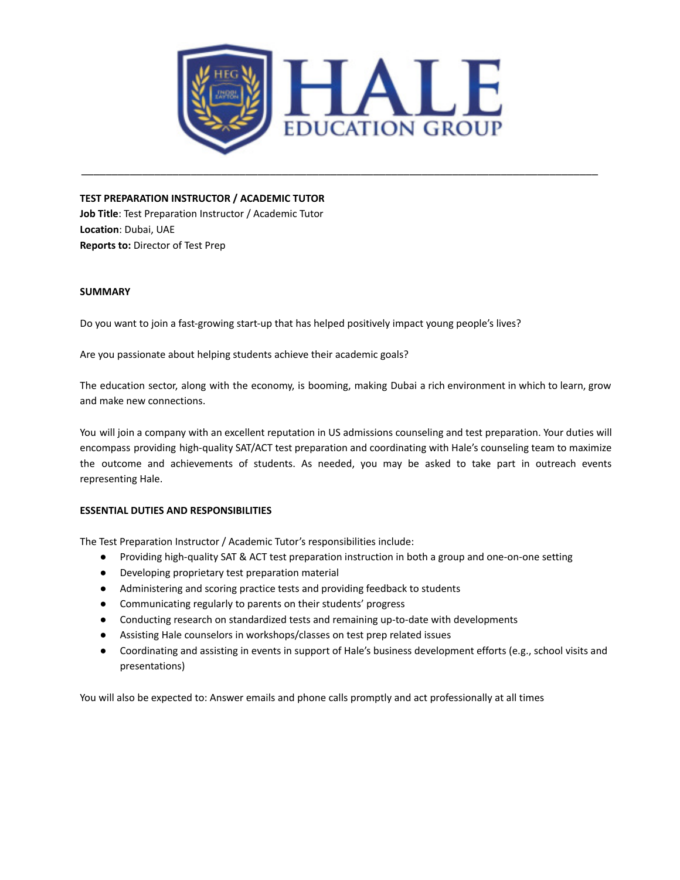# HALE EDUCATION GROUP

---

**TEST PREPARATION INSTRUCTOR / ACADEMIC TUTOR**

**Job Title**: Test Preparation Instructor / Academic Tutor
**Location**: Dubai, UAE
**Reports to:** Director of Test Prep

## SUMMARY

Do you want to join a fast-growing start-up that has helped positively impact young people's lives?

Are you passionate about helping students achieve their academic goals?

The education sector, along with the economy, is booming, making Dubai a rich environment in which to learn, grow and make new connections.

You will join a company with an excellent reputation in US admissions counseling and test preparation. Your duties will encompass providing high-quality SAT/ACT test preparation and coordinating with Hale's counseling team to maximize the outcome and achievements of students. As needed, you may be asked to take part in outreach events representing Hale.

## ESSENTIAL DUTIES AND RESPONSIBILITIES

The Test Preparation Instructor / Academic Tutor's responsibilities include:

- Providing high-quality SAT & ACT test preparation instruction in both a group and one-on-one setting
- Developing proprietary test preparation material
- Administering and scoring practice tests and providing feedback to students
- Communicating regularly to parents on their students' progress
- Conducting research on standardized tests and remaining up-to-date with developments
- Assisting Hale counselors in workshops/classes on test prep related issues
- Coordinating and assisting in events in support of Hale's business development efforts (e.g., school visits and presentations)

You will also be expected to: Answer emails and phone calls promptly and act professionally at all times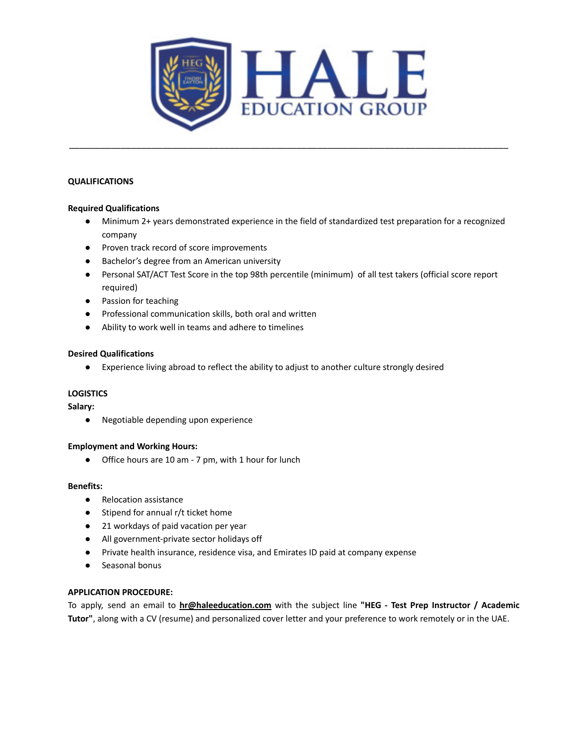## QUALIFICATIONS

**Required Qualifications**

- Minimum 2+ years demonstrated experience in the field of standardized test preparation for a recognized company
- Proven track record of score improvements
- Bachelor's degree from an American university
- Personal SAT/ACT Test Score in the top 98th percentile (minimum) of all test takers (official score report required)
- Passion for teaching
- Professional communication skills, both oral and written
- Ability to work well in teams and adhere to timelines

**Desired Qualifications**

- Experience living abroad to reflect the ability to adjust to another culture strongly desired

## LOGISTICS

**Salary:**

- Negotiable depending upon experience

**Employment and Working Hours:**

- Office hours are 10 am - 7 pm, with 1 hour for lunch

**Benefits:**

- Relocation assistance
- Stipend for annual r/t ticket home
- 21 workdays of paid vacation per year
- All government-private sector holidays off
- Private health insurance, residence visa, and Emirates ID paid at company expense
- Seasonal bonus

**APPLICATION PROCEDURE:**

To apply, send an email to **hr@haleeducation.com** with the subject line **"HEG - Test Prep Instructor / Academic Tutor"**, along with a CV (resume) and personalized cover letter and your preference to work remotely or in the UAE.